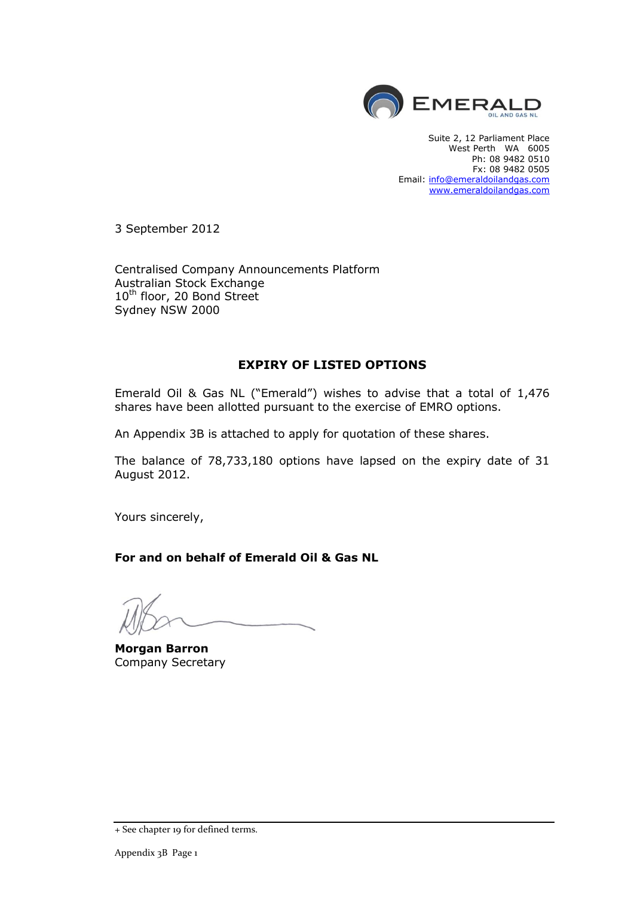EMERALD
OIL AND GAS NL

Suite 2, 12 Parliament Place
West Perth WA 6005
Ph: 08 9482 0510
Fx: 08 9482 0505
Email: info@emeraldoilandgas.com
www.emeraldoilandgas.com

3 September 2012

Centralised Company Announcements Platform
Australian Stock Exchange
10th floor, 20 Bond Street
Sydney NSW 2000

## EXPIRY OF LISTED OPTIONS

Emerald Oil & Gas NL ("Emerald") wishes to advise that a total of 1,476 shares have been allotted pursuant to the exercise of EMRO options.

An Appendix 3B is attached to apply for quotation of these shares.

The balance of 78,733,180 options have lapsed on the expiry date of 31 August 2012.

Yours sincerely,

**For and on behalf of Emerald Oil & Gas NL**

**Morgan Barron**
Company Secretary

+ See chapter 19 for defined terms.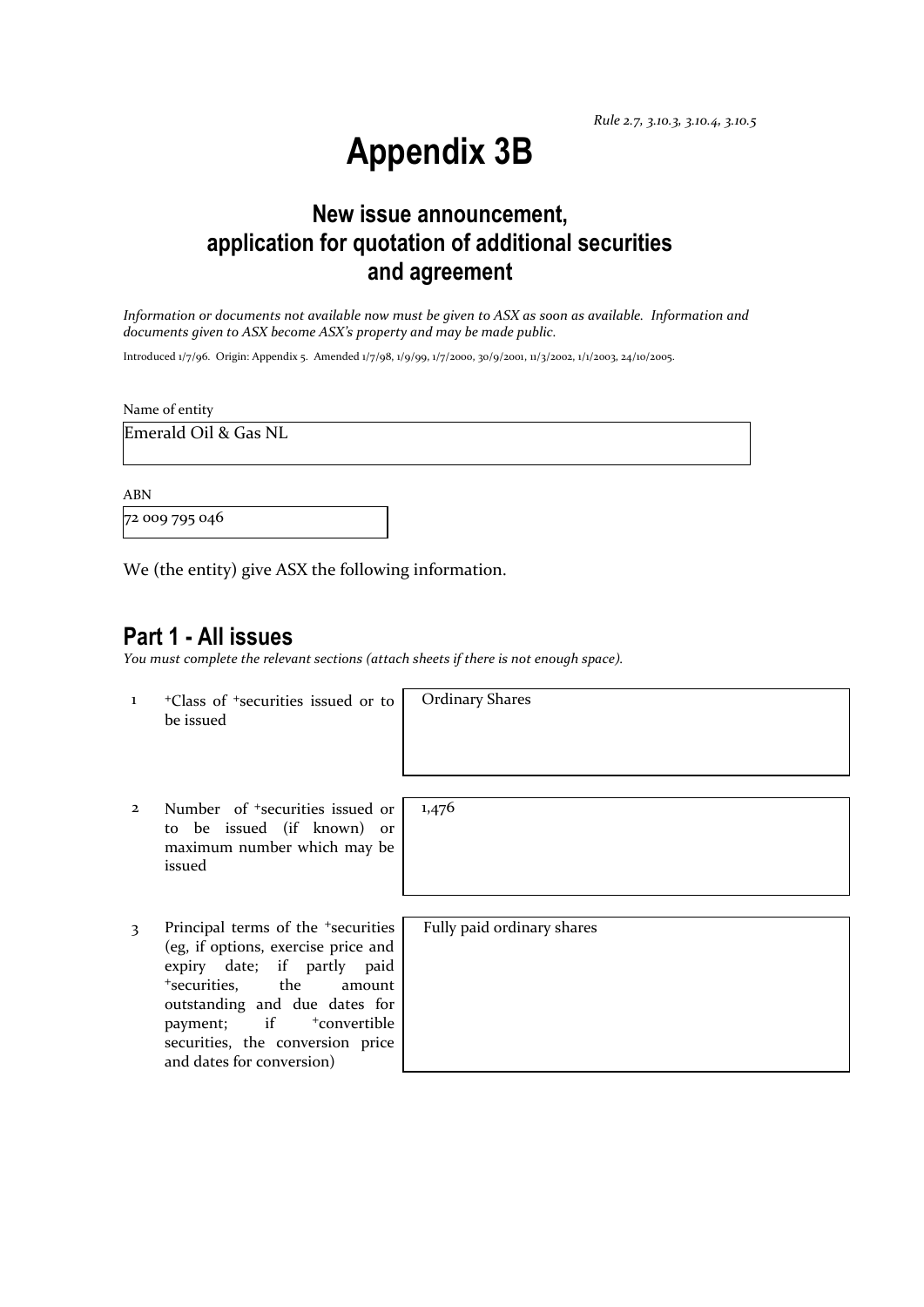*Rule 2.7, 3.10.3, 3.10.4, 3.10.5*

# Appendix 3B

## New issue announcement, application for quotation of additional securities and agreement

*Information or documents not available now must be given to ASX as soon as available. Information and documents given to ASX become ASX's property and may be made public.*

Introduced 1/7/96. Origin: Appendix 5. Amended 1/7/98, 1/9/99, 1/7/2000, 30/9/2001, 11/3/2002, 1/1/2003, 24/10/2005.

Name of entity

Emerald Oil & Gas NL

ABN

72 009 795 046

We (the entity) give ASX the following information.

## Part 1 - All issues

*You must complete the relevant sections (attach sheets if there is not enough space).*

| | | |
|---|---|---|
| 1 | +Class of +securities issued or to be issued | Ordinary Shares |
| 2 | Number of +securities issued or to be issued (if known) or maximum number which may be issued | 1,476 |
| 3 | Principal terms of the +securities (eg, if options, exercise price and expiry date; if partly paid +securities, the amount outstanding and due dates for payment; if +convertible securities, the conversion price and dates for conversion) | Fully paid ordinary shares |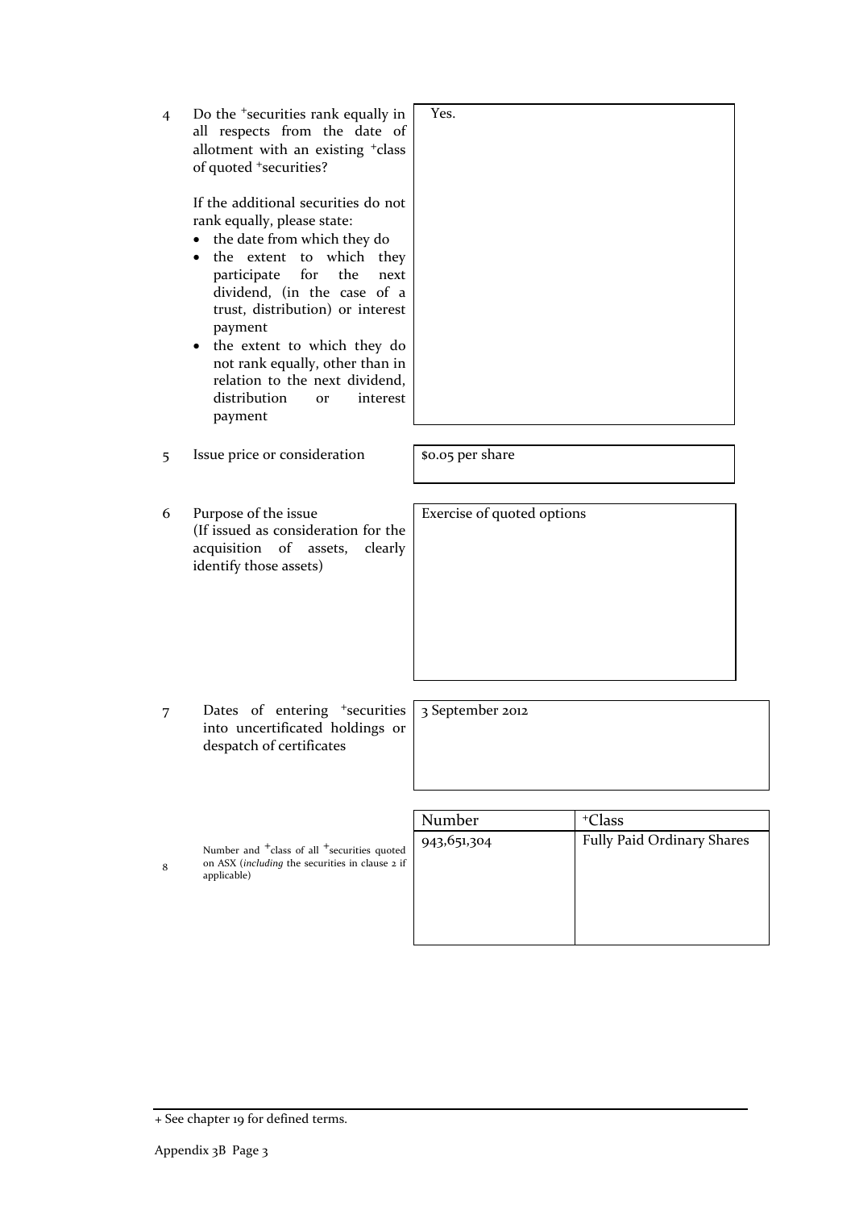| | | |
|---|---|---|
| 4 | Do the +securities rank equally in all respects from the date of allotment with an existing +class of quoted +securities?<br><br>If the additional securities do not rank equally, please state:<br>• the date from which they do<br>• the extent to which they participate for the next dividend, (in the case of a trust, distribution) or interest payment<br>• the extent to which they do not rank equally, other than in relation to the next dividend, distribution or interest payment | Yes. |
| 5 | Issue price or consideration | $0.05 per share |
| 6 | Purpose of the issue<br>(If issued as consideration for the acquisition of assets, clearly identify those assets) | Exercise of quoted options |
| 7 | Dates of entering +securities into uncertificated holdings or despatch of certificates | 3 September 2012 |

| | | Number | +Class |
|---|---|---|---|
| 8 | Number and +class of all +securities quoted on ASX (*including* the securities in clause 2 if applicable) | 943,651,304 | Fully Paid Ordinary Shares |

+ See chapter 19 for defined terms.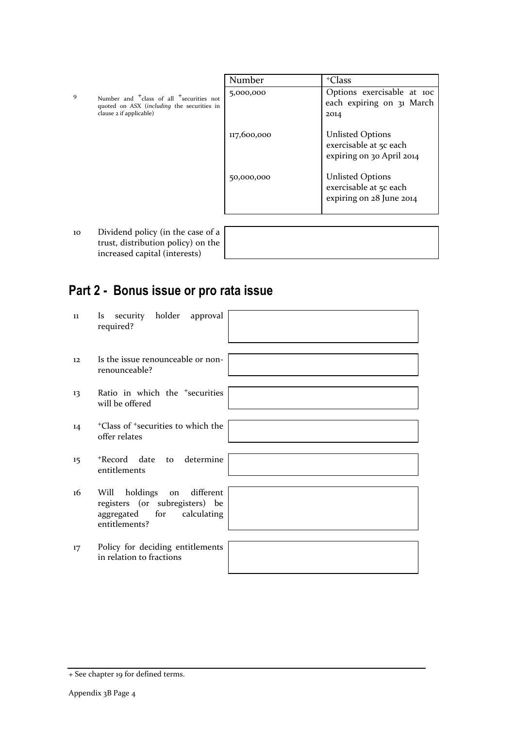| | | Number | +Class |
|---|---|---|---|
| 9 | Number and +class of all +securities not quoted on ASX (*including* the securities in clause 2 if applicable) | 5,000,000 | Options exercisable at 10c each expiring on 31 March 2014 |
| | | 117,600,000 | Unlisted Options exercisable at 5c each expiring on 30 April 2014 |
| | | 50,000,000 | Unlisted Options exercisable at 5c each expiring on 28 June 2014 |

| | | |
|---|---|---|
| 10 | Dividend policy (in the case of a trust, distribution policy) on the increased capital (interests) | |

## Part 2 - Bonus issue or pro rata issue

| | | |
|---|---|---|
| 11 | Is security holder approval required? | |
| 12 | Is the issue renounceable or non-renounceable? | |
| 13 | Ratio in which the +securities will be offered | |
| 14 | +Class of +securities to which the offer relates | |
| 15 | +Record date to determine entitlements | |
| 16 | Will holdings on different registers (or subregisters) be aggregated for calculating entitlements? | |
| 17 | Policy for deciding entitlements in relation to fractions | |

+ See chapter 19 for defined terms.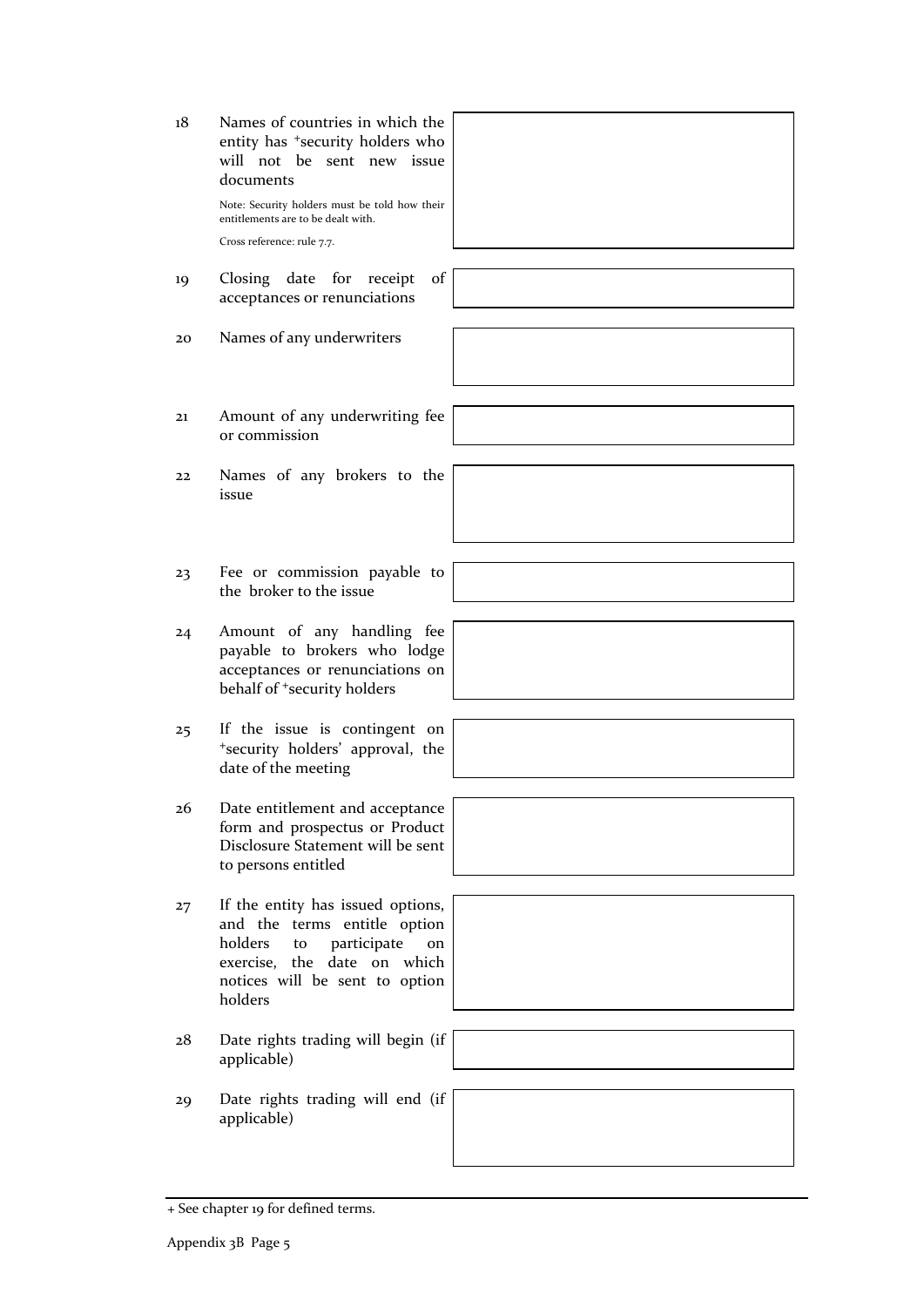| | | |
|---|---|---|
| 18 | Names of countries in which the entity has +security holders who will not be sent new issue documents<br><br>Note: Security holders must be told how their entitlements are to be dealt with.<br><br>Cross reference: rule 7.7. | |
| 19 | Closing date for receipt of acceptances or renunciations | |
| 20 | Names of any underwriters | |
| 21 | Amount of any underwriting fee or commission | |
| 22 | Names of any brokers to the issue | |
| 23 | Fee or commission payable to the broker to the issue | |
| 24 | Amount of any handling fee payable to brokers who lodge acceptances or renunciations on behalf of +security holders | |
| 25 | If the issue is contingent on +security holders' approval, the date of the meeting | |
| 26 | Date entitlement and acceptance form and prospectus or Product Disclosure Statement will be sent to persons entitled | |
| 27 | If the entity has issued options, and the terms entitle option holders to participate on exercise, the date on which notices will be sent to option holders | |
| 28 | Date rights trading will begin (if applicable) | |
| 29 | Date rights trading will end (if applicable) | |

+ See chapter 19 for defined terms.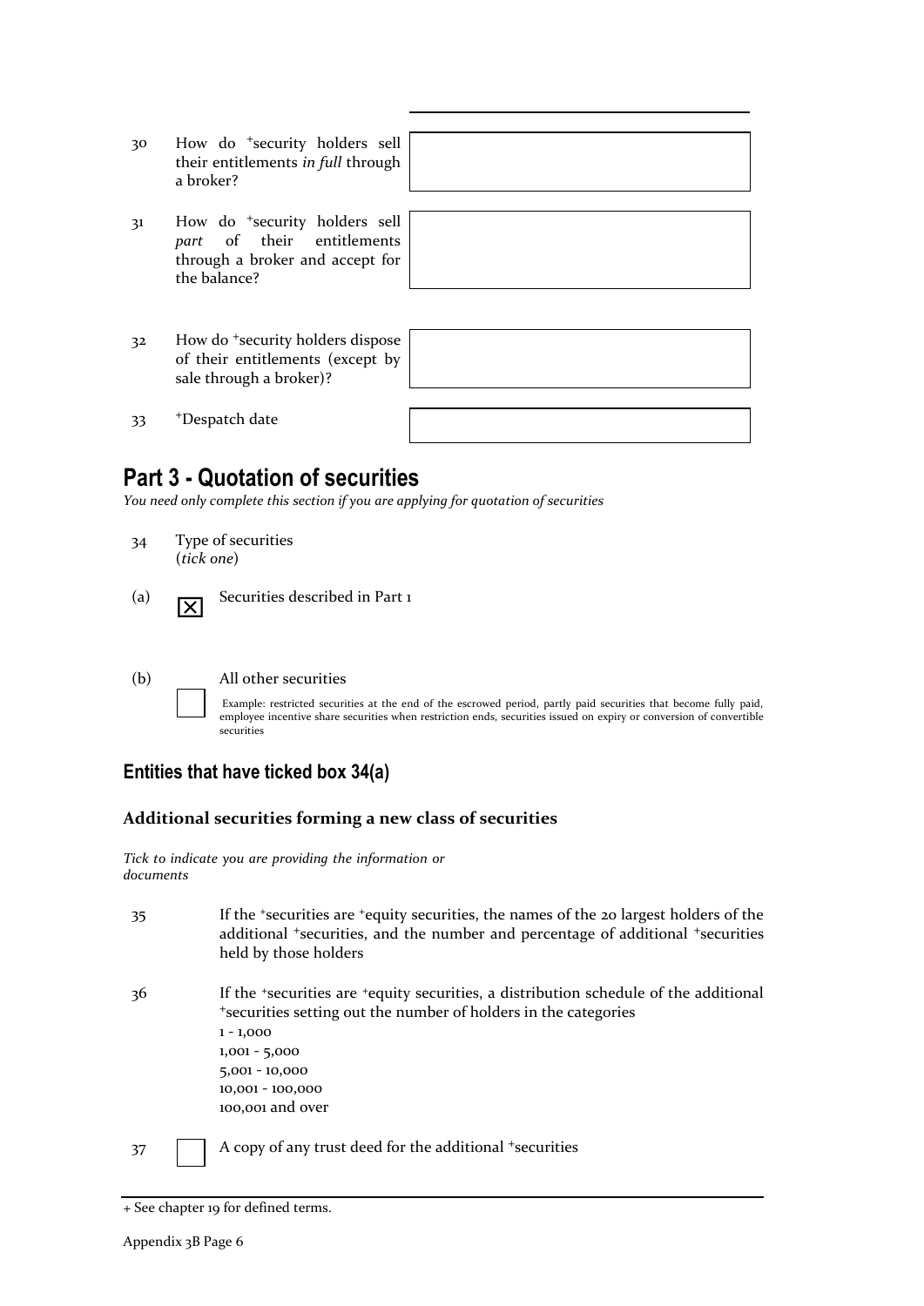| | | |
|---|---|---|
| 30 | How do +security holders sell their entitlements *in full* through a broker? | |
| 31 | How do +security holders sell *part* of their entitlements through a broker and accept for the balance? | |
| 32 | How do +security holders dispose of their entitlements (except by sale through a broker)? | |
| 33 | +Despatch date | |

# Part 3 - Quotation of securities

*You need only complete this section if you are applying for quotation of securities*

34 Type of securities
(*tick one*)

(a) ☒ Securities described in Part 1

(b) ☐ All other securities

Example: restricted securities at the end of the escrowed period, partly paid securities that become fully paid, employee incentive share securities when restriction ends, securities issued on expiry or conversion of convertible securities

## Entities that have ticked box 34(a)

### Additional securities forming a new class of securities

*Tick to indicate you are providing the information or documents*

35 If the +securities are +equity securities, the names of the 20 largest holders of the additional +securities, and the number and percentage of additional +securities held by those holders

36 If the +securities are +equity securities, a distribution schedule of the additional +securities setting out the number of holders in the categories
1 - 1,000
1,001 - 5,000
5,001 - 10,000
10,001 - 100,000
100,001 and over

37 ☐ A copy of any trust deed for the additional +securities

+ See chapter 19 for defined terms.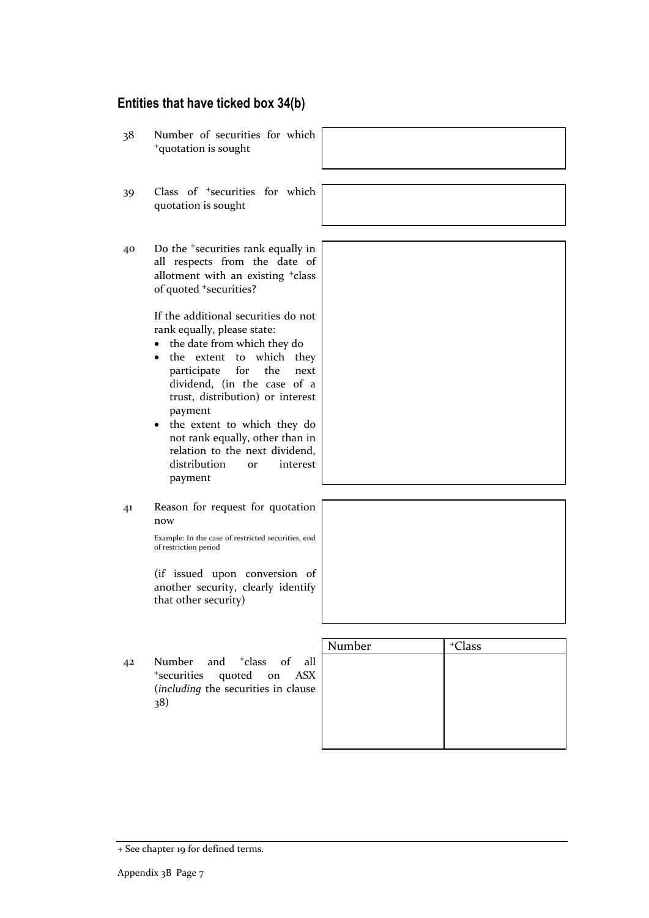## Entities that have ticked box 34(b)

| | | |
|---|---|---|
| 38 | Number of securities for which +quotation is sought | |
| 39 | Class of +securities for which quotation is sought | |
| 40 | Do the +securities rank equally in all respects from the date of allotment with an existing +class of quoted +securities?<br><br>If the additional securities do not rank equally, please state:<br>• the date from which they do<br>• the extent to which they participate for the next dividend, (in the case of a trust, distribution) or interest payment<br>• the extent to which they do not rank equally, other than in relation to the next dividend, distribution or interest payment | |
| 41 | Reason for request for quotation now<br><br>Example: In the case of restricted securities, end of restriction period<br><br>(if issued upon conversion of another security, clearly identify that other security) | |

| | | Number | +Class |
|---|---|---|---|
| 42 | Number and +class of all +securities quoted on ASX (*including* the securities in clause 38) | | |

+ See chapter 19 for defined terms.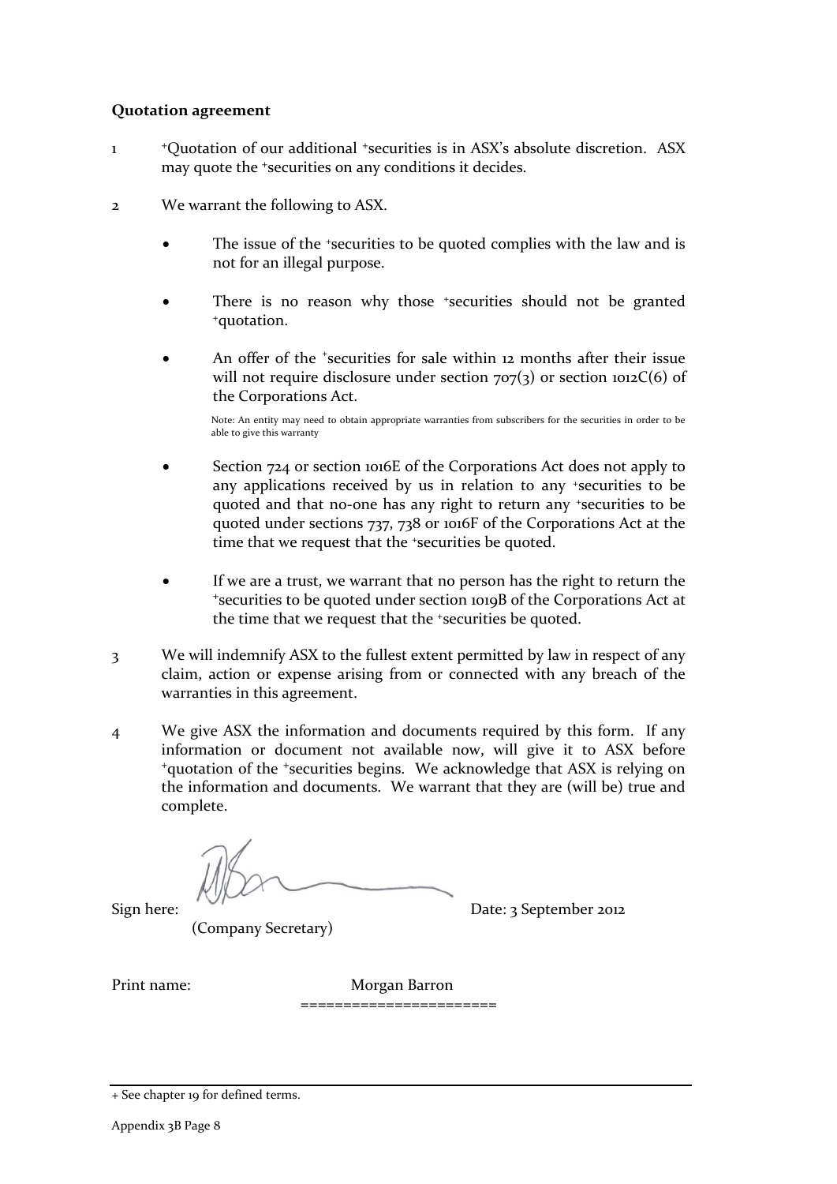**Quotation agreement**

1 +Quotation of our additional +securities is in ASX's absolute discretion. ASX may quote the +securities on any conditions it decides.

2 We warrant the following to ASX.

- The issue of the +securities to be quoted complies with the law and is not for an illegal purpose.

- There is no reason why those +securities should not be granted +quotation.

- An offer of the +securities for sale within 12 months after their issue will not require disclosure under section 707(3) or section 1012C(6) of the Corporations Act.

  Note: An entity may need to obtain appropriate warranties from subscribers for the securities in order to be able to give this warranty

- Section 724 or section 1016E of the Corporations Act does not apply to any applications received by us in relation to any +securities to be quoted and that no-one has any right to return any +securities to be quoted under sections 737, 738 or 1016F of the Corporations Act at the time that we request that the +securities be quoted.

- If we are a trust, we warrant that no person has the right to return the +securities to be quoted under section 1019B of the Corporations Act at the time that we request that the +securities be quoted.

3 We will indemnify ASX to the fullest extent permitted by law in respect of any claim, action or expense arising from or connected with any breach of the warranties in this agreement.

4 We give ASX the information and documents required by this form. If any information or document not available now, will give it to ASX before +quotation of the +securities begins. We acknowledge that ASX is relying on the information and documents. We warrant that they are (will be) true and complete.

Sign here: ............................................ Date: 3 September 2012
(Company Secretary)

Print name: Morgan Barron

======================

+ See chapter 19 for defined terms.